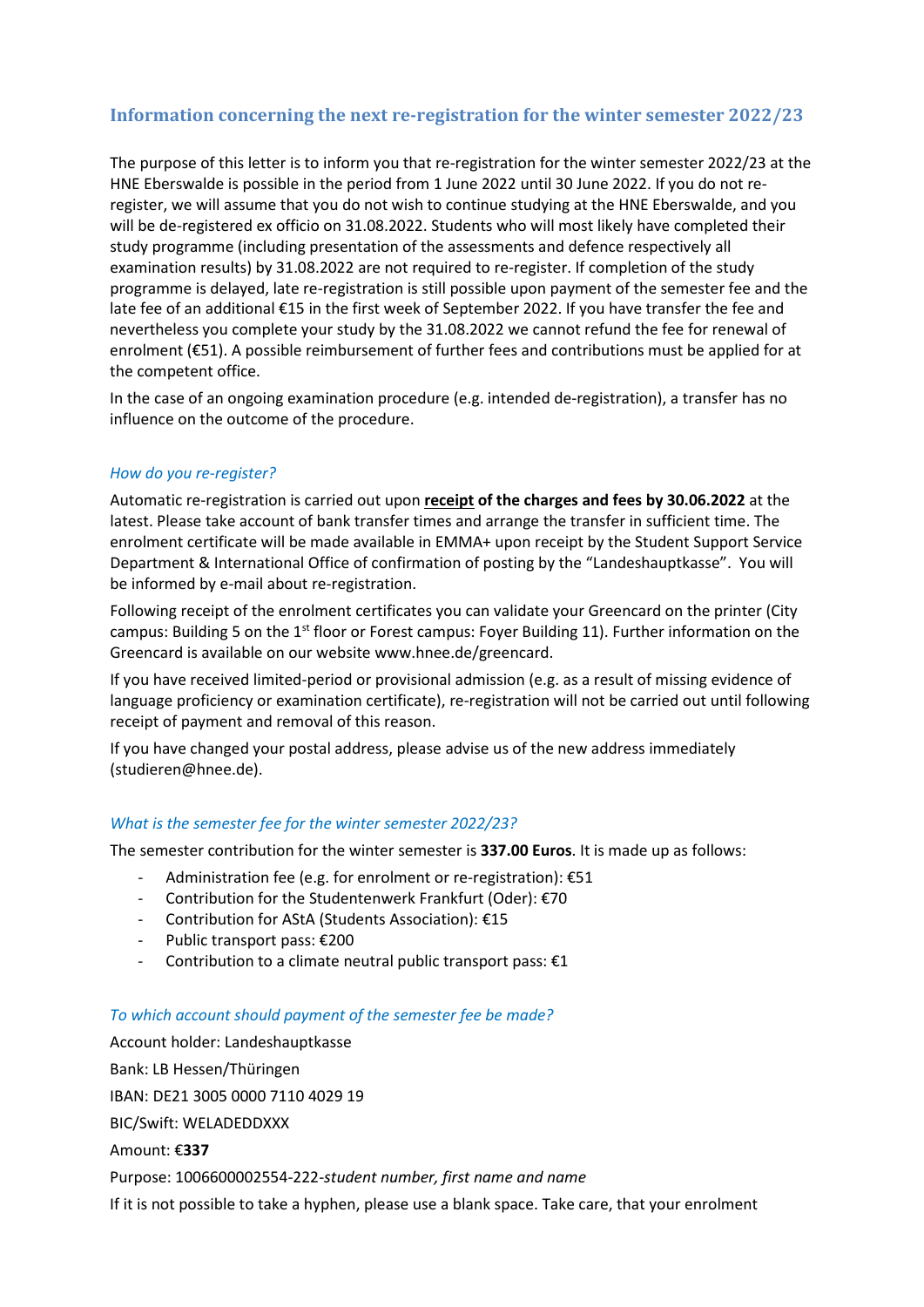## Information concerning the next re-registration for the winter semester 2022/23

The purpose of this letter is to inform you that re-registration for the winter semester 2022/23 at the HNE Eberswalde is possible in the period from 1 June 2022 until 30 June 2022. If you do not re-register, we will assume that you do not wish to continue studying at the HNE Eberswalde, and you will be de-registered ex officio on 31.08.2022. Students who will most likely have completed their study programme (including presentation of the assessments and defence respectively all examination results) by 31.08.2022 are not required to re-register. If completion of the study programme is delayed, late re-registration is still possible upon payment of the semester fee and the late fee of an additional €15 in the first week of September 2022. If you have transfer the fee and nevertheless you complete your study by the 31.08.2022 we cannot refund the fee for renewal of enrolment (€51). A possible reimbursement of further fees and contributions must be applied for at the competent office.

In the case of an ongoing examination procedure (e.g. intended de-registration), a transfer has no influence on the outcome of the procedure.

### *How do you re-register?*

Automatic re-registration is carried out upon **receipt of the charges and fees by 30.06.2022** at the latest. Please take account of bank transfer times and arrange the transfer in sufficient time. The enrolment certificate will be made available in EMMA+ upon receipt by the Student Support Service Department & International Office of confirmation of posting by the "Landeshauptkasse". You will be informed by e-mail about re-registration.

Following receipt of the enrolment certificates you can validate your Greencard on the printer (City campus: Building 5 on the 1st floor or Forest campus: Foyer Building 11). Further information on the Greencard is available on our website www.hnee.de/greencard.

If you have received limited-period or provisional admission (e.g. as a result of missing evidence of language proficiency or examination certificate), re-registration will not be carried out until following receipt of payment and removal of this reason.

If you have changed your postal address, please advise us of the new address immediately (studieren@hnee.de).

### *What is the semester fee for the winter semester 2022/23?*

The semester contribution for the winter semester is **337.00 Euros**. It is made up as follows:

- Administration fee (e.g. for enrolment or re-registration): €51
- Contribution for the Studentenwerk Frankfurt (Oder): €70
- Contribution for AStA (Students Association): €15
- Public transport pass: €200
- Contribution to a climate neutral public transport pass: €1

### *To which account should payment of the semester fee be made?*

Account holder: Landeshauptkasse

Bank: LB Hessen/Thüringen

IBAN: DE21 3005 0000 7110 4029 19

BIC/Swift: WELADEDDXXX

Amount: €**337**

Purpose: 1006600002554-222-*student number, first name and name*

If it is not possible to take a hyphen, please use a blank space. Take care, that your enrolment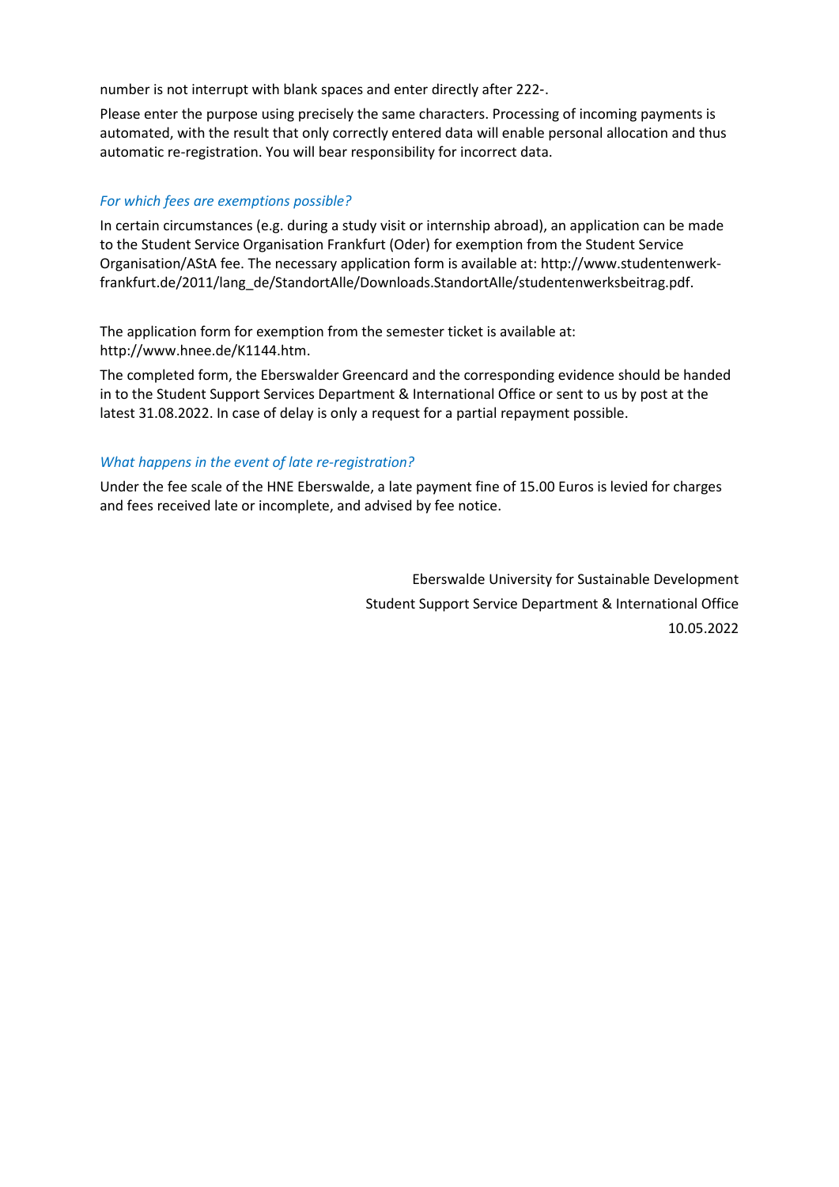number is not interrupt with blank spaces and enter directly after 222-.

Please enter the purpose using precisely the same characters. Processing of incoming payments is automated, with the result that only correctly entered data will enable personal allocation and thus automatic re-registration. You will bear responsibility for incorrect data.

### *For which fees are exemptions possible?*

In certain circumstances (e.g. during a study visit or internship abroad), an application can be made to the Student Service Organisation Frankfurt (Oder) for exemption from the Student Service Organisation/AStA fee. The necessary application form is available at: http://www.studentenwerk-frankfurt.de/2011/lang_de/StandortAlle/Downloads.StandortAlle/studentenwerksbeitrag.pdf.

The application form for exemption from the semester ticket is available at: http://www.hnee.de/K1144.htm.

The completed form, the Eberswalder Greencard and the corresponding evidence should be handed in to the Student Support Services Department & International Office or sent to us by post at the latest 31.08.2022. In case of delay is only a request for a partial repayment possible.

### *What happens in the event of late re-registration?*

Under the fee scale of the HNE Eberswalde, a late payment fine of 15.00 Euros is levied for charges and fees received late or incomplete, and advised by fee notice.

Eberswalde University for Sustainable Development
Student Support Service Department & International Office
10.05.2022